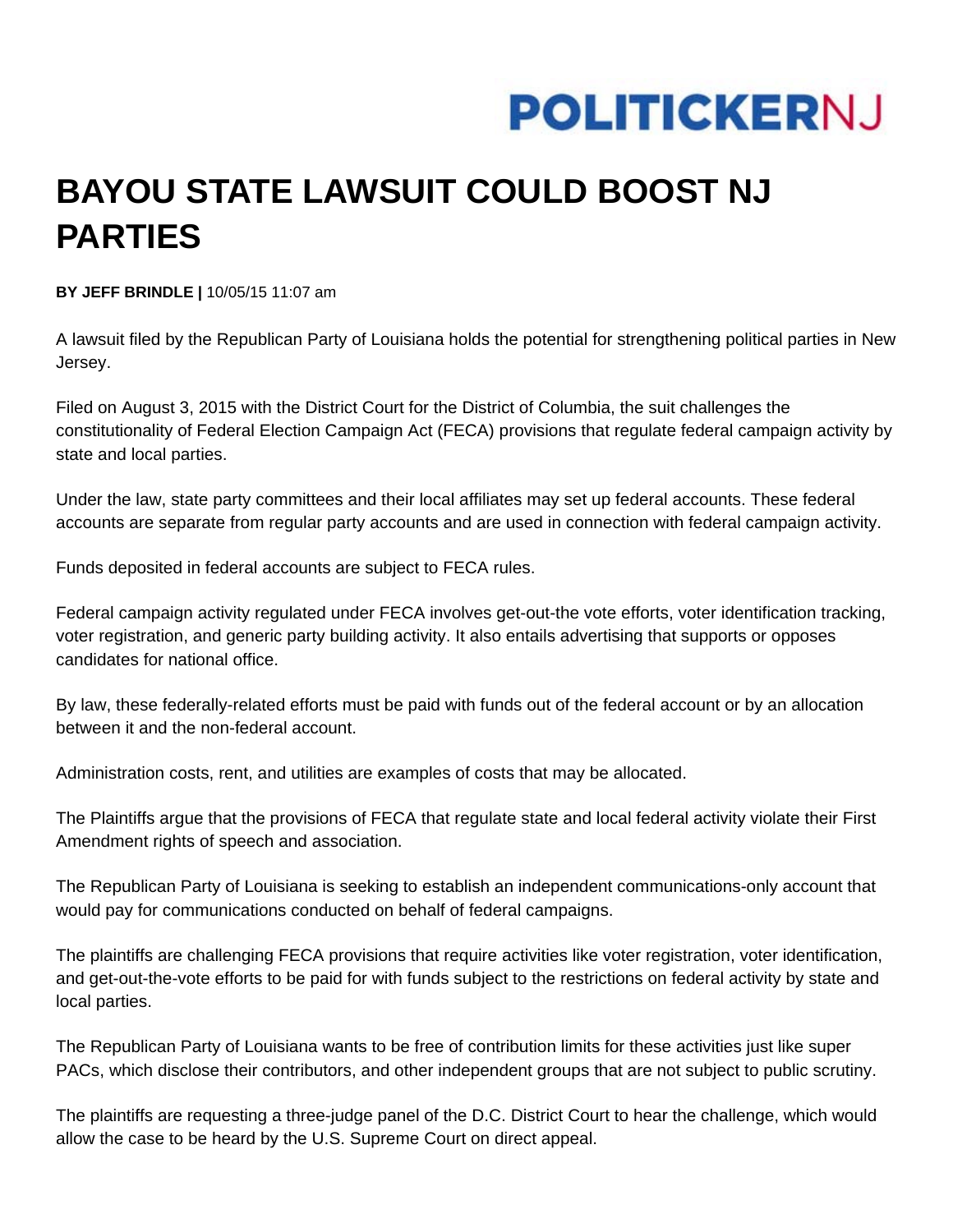POLITICKERNJ

# BAYOU STATE LAWSUIT COULD BOOST NJ PARTIES

**BY JEFF BRINDLE |** 10/05/15 11:07 am

A lawsuit filed by the Republican Party of Louisiana holds the potential for strengthening political parties in New Jersey.

Filed on August 3, 2015 with the District Court for the District of Columbia, the suit challenges the constitutionality of Federal Election Campaign Act (FECA) provisions that regulate federal campaign activity by state and local parties.

Under the law, state party committees and their local affiliates may set up federal accounts. These federal accounts are separate from regular party accounts and are used in connection with federal campaign activity.

Funds deposited in federal accounts are subject to FECA rules.

Federal campaign activity regulated under FECA involves get-out-the vote efforts, voter identification tracking, voter registration, and generic party building activity. It also entails advertising that supports or opposes candidates for national office.

By law, these federally-related efforts must be paid with funds out of the federal account or by an allocation between it and the non-federal account.

Administration costs, rent, and utilities are examples of costs that may be allocated.

The Plaintiffs argue that the provisions of FECA that regulate state and local federal activity violate their First Amendment rights of speech and association.

The Republican Party of Louisiana is seeking to establish an independent communications-only account that would pay for communications conducted on behalf of federal campaigns.

The plaintiffs are challenging FECA provisions that require activities like voter registration, voter identification, and get-out-the-vote efforts to be paid for with funds subject to the restrictions on federal activity by state and local parties.

The Republican Party of Louisiana wants to be free of contribution limits for these activities just like super PACs, which disclose their contributors, and other independent groups that are not subject to public scrutiny.

The plaintiffs are requesting a three-judge panel of the D.C. District Court to hear the challenge, which would allow the case to be heard by the U.S. Supreme Court on direct appeal.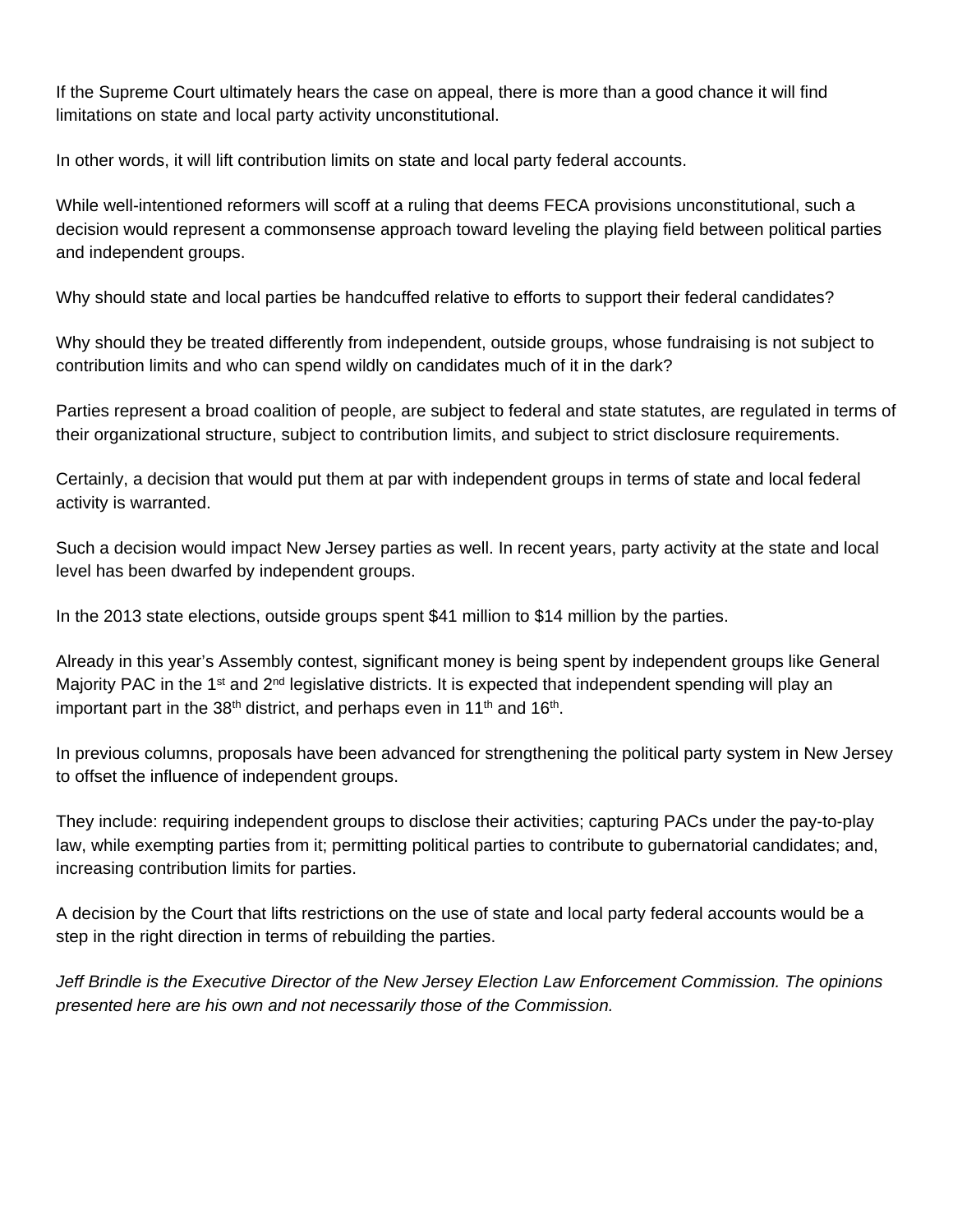If the Supreme Court ultimately hears the case on appeal, there is more than a good chance it will find limitations on state and local party activity unconstitutional.

In other words, it will lift contribution limits on state and local party federal accounts.

While well-intentioned reformers will scoff at a ruling that deems FECA provisions unconstitutional, such a decision would represent a commonsense approach toward leveling the playing field between political parties and independent groups.

Why should state and local parties be handcuffed relative to efforts to support their federal candidates?

Why should they be treated differently from independent, outside groups, whose fundraising is not subject to contribution limits and who can spend wildly on candidates much of it in the dark?

Parties represent a broad coalition of people, are subject to federal and state statutes, are regulated in terms of their organizational structure, subject to contribution limits, and subject to strict disclosure requirements.

Certainly, a decision that would put them at par with independent groups in terms of state and local federal activity is warranted.

Such a decision would impact New Jersey parties as well. In recent years, party activity at the state and local level has been dwarfed by independent groups.

In the 2013 state elections, outside groups spent $41 million to $14 million by the parties.

Already in this year's Assembly contest, significant money is being spent by independent groups like General Majority PAC in the 1st and 2nd legislative districts. It is expected that independent spending will play an important part in the 38th district, and perhaps even in 11th and 16th.

In previous columns, proposals have been advanced for strengthening the political party system in New Jersey to offset the influence of independent groups.

They include: requiring independent groups to disclose their activities; capturing PACs under the pay-to-play law, while exempting parties from it; permitting political parties to contribute to gubernatorial candidates; and, increasing contribution limits for parties.

A decision by the Court that lifts restrictions on the use of state and local party federal accounts would be a step in the right direction in terms of rebuilding the parties.

*Jeff Brindle is the Executive Director of the New Jersey Election Law Enforcement Commission. The opinions presented here are his own and not necessarily those of the Commission.*